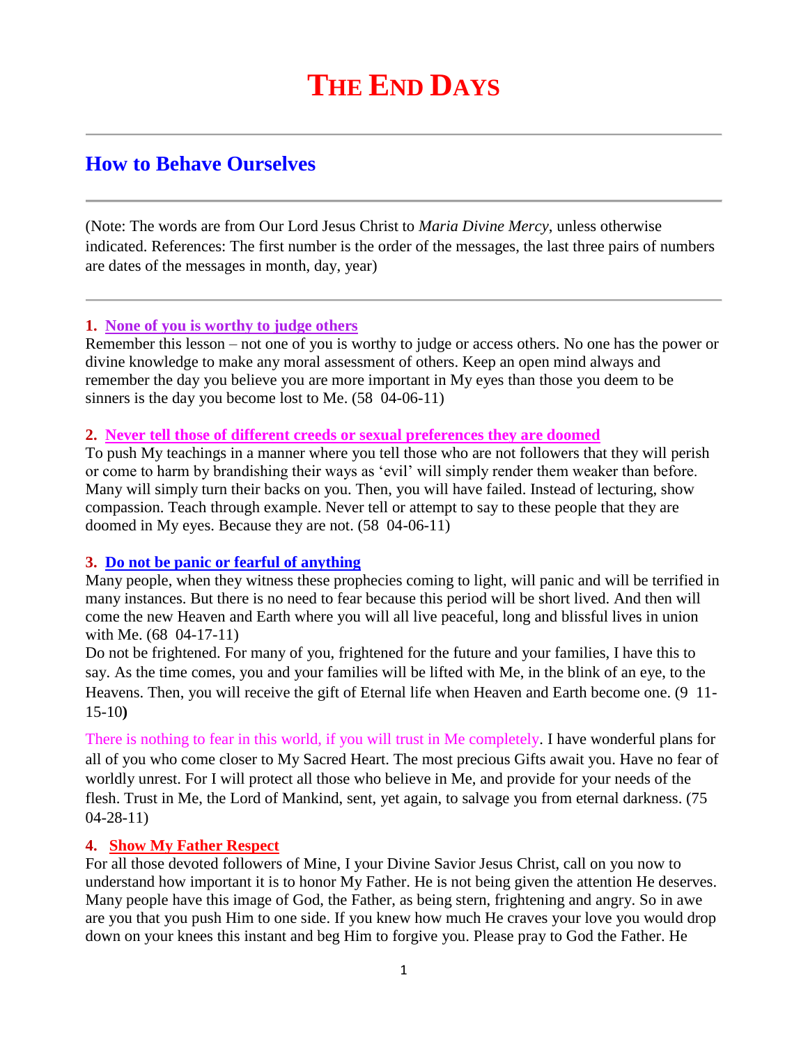# THE END DAYS

## How to Behave Ourselves

(Note: The words are from Our Lord Jesus Christ to *Maria Divine Mercy*, unless otherwise indicated. References: The first number is the order of the messages, the last three pairs of numbers are dates of the messages in month, day, year)

### 1. None of you is worthy to judge others

Remember this lesson – not one of you is worthy to judge or access others. No one has the power or divine knowledge to make any moral assessment of others. Keep an open mind always and remember the day you believe you are more important in My eyes than those you deem to be sinners is the day you become lost to Me. (58 04-06-11)

### 2. Never tell those of different creeds or sexual preferences they are doomed

To push My teachings in a manner where you tell those who are not followers that they will perish or come to harm by brandishing their ways as 'evil' will simply render them weaker than before. Many will simply turn their backs on you. Then, you will have failed. Instead of lecturing, show compassion. Teach through example. Never tell or attempt to say to these people that they are doomed in My eyes. Because they are not. (58 04-06-11)

### 3. Do not be panic or fearful of anything

Many people, when they witness these prophecies coming to light, will panic and will be terrified in many instances. But there is no need to fear because this period will be short lived. And then will come the new Heaven and Earth where you will all live peaceful, long and blissful lives in union with Me. (68 04-17-11)

Do not be frightened. For many of you, frightened for the future and your families, I have this to say. As the time comes, you and your families will be lifted with Me, in the blink of an eye, to the Heavens. Then, you will receive the gift of Eternal life when Heaven and Earth become one. (9 11-15-10**)**

There is nothing to fear in this world, if you will trust in Me completely. I have wonderful plans for all of you who come closer to My Sacred Heart. The most precious Gifts await you. Have no fear of worldly unrest. For I will protect all those who believe in Me, and provide for your needs of the flesh. Trust in Me, the Lord of Mankind, sent, yet again, to salvage you from eternal darkness. (75 04-28-11)

### 4. Show My Father Respect

For all those devoted followers of Mine, I your Divine Savior Jesus Christ, call on you now to understand how important it is to honor My Father. He is not being given the attention He deserves. Many people have this image of God, the Father, as being stern, frightening and angry. So in awe are you that you push Him to one side. If you knew how much He craves your love you would drop down on your knees this instant and beg Him to forgive you. Please pray to God the Father. He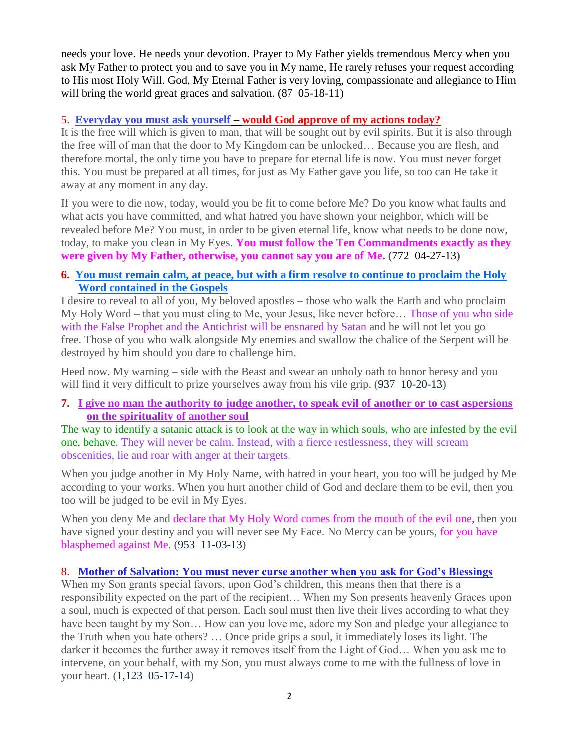needs your love. He needs your devotion. Prayer to My Father yields tremendous Mercy when you ask My Father to protect you and to save you in My name, He rarely refuses your request according to His most Holy Will. God, My Eternal Father is very loving, compassionate and allegiance to Him will bring the world great graces and salvation. (87 05-18-11)

5. **Everyday you must ask yourself – would God approve of my actions today?**

It is the free will which is given to man, that will be sought out by evil spirits. But it is also through the free will of man that the door to My Kingdom can be unlocked… Because you are flesh, and therefore mortal, the only time you have to prepare for eternal life is now. You must never forget this. You must be prepared at all times, for just as My Father gave you life, so too can He take it away at any moment in any day.

If you were to die now, today, would you be fit to come before Me? Do you know what faults and what acts you have committed, and what hatred you have shown your neighbor, which will be revealed before Me? You must, in order to be given eternal life, know what needs to be done now, today, to make you clean in My Eyes. **You must follow the Ten Commandments exactly as they were given by My Father, otherwise, you cannot say you are of Me.** (772 04-27-13)

6. **You must remain calm, at peace, but with a firm resolve to continue to proclaim the Holy Word contained in the Gospels**

I desire to reveal to all of you, My beloved apostles – those who walk the Earth and who proclaim My Holy Word – that you must cling to Me, your Jesus, like never before… Those of you who side with the False Prophet and the Antichrist will be ensnared by Satan and he will not let you go free. Those of you who walk alongside My enemies and swallow the chalice of the Serpent will be destroyed by him should you dare to challenge him.

Heed now, My warning – side with the Beast and swear an unholy oath to honor heresy and you will find it very difficult to prize yourselves away from his vile grip. (937 10-20-13)

7. **I give no man the authority to judge another, to speak evil of another or to cast aspersions on the spirituality of another soul**

The way to identify a satanic attack is to look at the way in which souls, who are infested by the evil one, behave. They will never be calm. Instead, with a fierce restlessness, they will scream obscenities, lie and roar with anger at their targets.

When you judge another in My Holy Name, with hatred in your heart, you too will be judged by Me according to your works. When you hurt another child of God and declare them to be evil, then you too will be judged to be evil in My Eyes.

When you deny Me and declare that My Holy Word comes from the mouth of the evil one, then you have signed your destiny and you will never see My Face. No Mercy can be yours, for you have blasphemed against Me. (953 11-03-13)

8. **Mother of Salvation: You must never curse another when you ask for God's Blessings**

When my Son grants special favors, upon God's children, this means then that there is a responsibility expected on the part of the recipient… When my Son presents heavenly Graces upon a soul, much is expected of that person. Each soul must then live their lives according to what they have been taught by my Son… How can you love me, adore my Son and pledge your allegiance to the Truth when you hate others? … Once pride grips a soul, it immediately loses its light. The darker it becomes the further away it removes itself from the Light of God… When you ask me to intervene, on your behalf, with my Son, you must always come to me with the fullness of love in your heart. (1,123 05-17-14)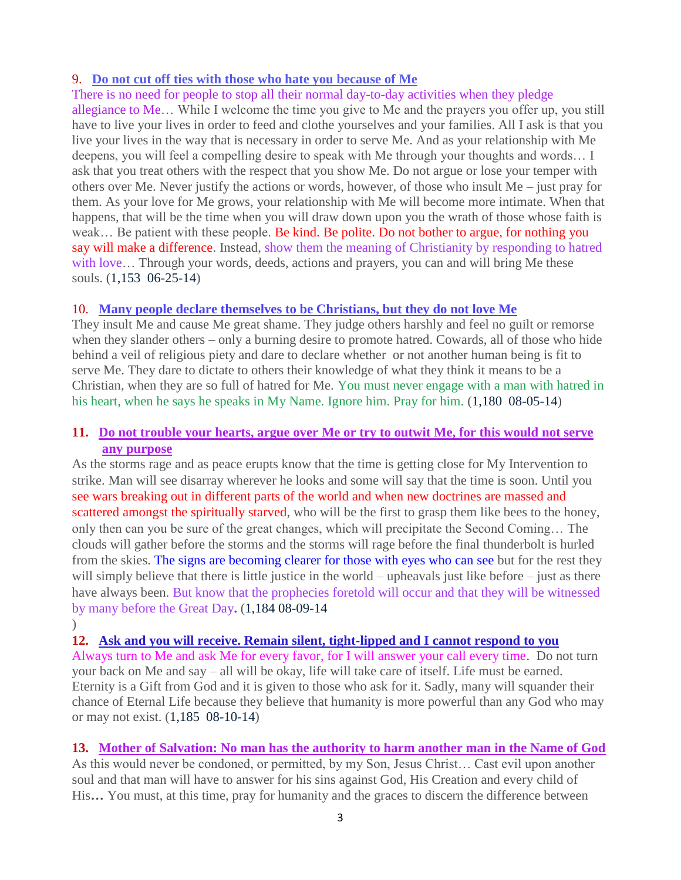9. **Do not cut off ties with those who hate you because of Me**

There is no need for people to stop all their normal day-to-day activities when they pledge allegiance to Me… While I welcome the time you give to Me and the prayers you offer up, you still have to live your lives in order to feed and clothe yourselves and your families. All I ask is that you live your lives in the way that is necessary in order to serve Me. And as your relationship with Me deepens, you will feel a compelling desire to speak with Me through your thoughts and words… I ask that you treat others with the respect that you show Me. Do not argue or lose your temper with others over Me. Never justify the actions or words, however, of those who insult Me – just pray for them. As your love for Me grows, your relationship with Me will become more intimate. When that happens, that will be the time when you will draw down upon you the wrath of those whose faith is weak… Be patient with these people. Be kind. Be polite. Do not bother to argue, for nothing you say will make a difference. Instead, show them the meaning of Christianity by responding to hatred with love… Through your words, deeds, actions and prayers, you can and will bring Me these souls. (1,153 06-25-14)

10. **Many people declare themselves to be Christians, but they do not love Me**

They insult Me and cause Me great shame. They judge others harshly and feel no guilt or remorse when they slander others – only a burning desire to promote hatred. Cowards, all of those who hide behind a veil of religious piety and dare to declare whether or not another human being is fit to serve Me. They dare to dictate to others their knowledge of what they think it means to be a Christian, when they are so full of hatred for Me. You must never engage with a man with hatred in his heart, when he says he speaks in My Name. Ignore him. Pray for him. (1,180 08-05-14)

11. **Do not trouble your hearts, argue over Me or try to outwit Me, for this would not serve any purpose**

As the storms rage and as peace erupts know that the time is getting close for My Intervention to strike. Man will see disarray wherever he looks and some will say that the time is soon. Until you see wars breaking out in different parts of the world and when new doctrines are massed and scattered amongst the spiritually starved, who will be the first to grasp them like bees to the honey, only then can you be sure of the great changes, which will precipitate the Second Coming… The clouds will gather before the storms and the storms will rage before the final thunderbolt is hurled from the skies. The signs are becoming clearer for those with eyes who can see but for the rest they will simply believe that there is little justice in the world – upheavals just like before – just as there have always been. But know that the prophecies foretold will occur and that they will be witnessed by many before the Great Day**.** (1,184 08-09-14)

12. **Ask and you will receive. Remain silent, tight-lipped and I cannot respond to you**

Always turn to Me and ask Me for every favor, for I will answer your call every time. Do not turn your back on Me and say – all will be okay, life will take care of itself. Life must be earned. Eternity is a Gift from God and it is given to those who ask for it. Sadly, many will squander their chance of Eternal Life because they believe that humanity is more powerful than any God who may or may not exist. (1,185 08-10-14)

13. **Mother of Salvation: No man has the authority to harm another man in the Name of God**

As this would never be condoned, or permitted, by my Son, Jesus Christ… Cast evil upon another soul and that man will have to answer for his sins against God, His Creation and every child of His**…** You must, at this time, pray for humanity and the graces to discern the difference between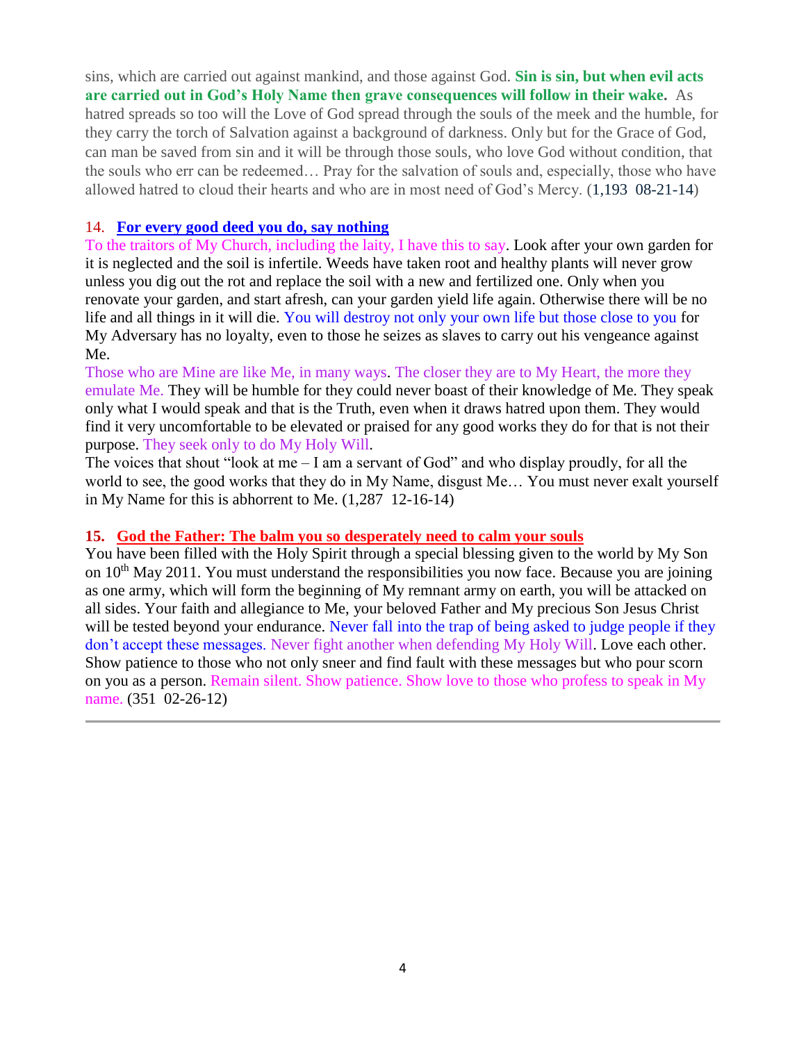sins, which are carried out against mankind, and those against God. **Sin is sin, but when evil acts are carried out in God's Holy Name then grave consequences will follow in their wake.** As hatred spreads so too will the Love of God spread through the souls of the meek and the humble, for they carry the torch of Salvation against a background of darkness. Only but for the Grace of God, can man be saved from sin and it will be through those souls, who love God without condition, that the souls who err can be redeemed… Pray for the salvation of souls and, especially, those who have allowed hatred to cloud their hearts and who are in most need of God's Mercy. (1,193 08-21-14)

## 14. **For every good deed you do, say nothing**

To the traitors of My Church, including the laity, I have this to say. Look after your own garden for it is neglected and the soil is infertile. Weeds have taken root and healthy plants will never grow unless you dig out the rot and replace the soil with a new and fertilized one. Only when you renovate your garden, and start afresh, can your garden yield life again. Otherwise there will be no life and all things in it will die. You will destroy not only your own life but those close to you for My Adversary has no loyalty, even to those he seizes as slaves to carry out his vengeance against Me.

Those who are Mine are like Me, in many ways. The closer they are to My Heart, the more they emulate Me. They will be humble for they could never boast of their knowledge of Me. They speak only what I would speak and that is the Truth, even when it draws hatred upon them. They would find it very uncomfortable to be elevated or praised for any good works they do for that is not their purpose. They seek only to do My Holy Will.

The voices that shout "look at me – I am a servant of God" and who display proudly, for all the world to see, the good works that they do in My Name, disgust Me… You must never exalt yourself in My Name for this is abhorrent to Me. (1,287 12-16-14)

## **15. God the Father: The balm you so desperately need to calm your souls**

You have been filled with the Holy Spirit through a special blessing given to the world by My Son on 10th May 2011. You must understand the responsibilities you now face. Because you are joining as one army, which will form the beginning of My remnant army on earth, you will be attacked on all sides. Your faith and allegiance to Me, your beloved Father and My precious Son Jesus Christ will be tested beyond your endurance. Never fall into the trap of being asked to judge people if they don't accept these messages. Never fight another when defending My Holy Will. Love each other. Show patience to those who not only sneer and find fault with these messages but who pour scorn on you as a person. Remain silent. Show patience. Show love to those who profess to speak in My name. (351 02-26-12)

---